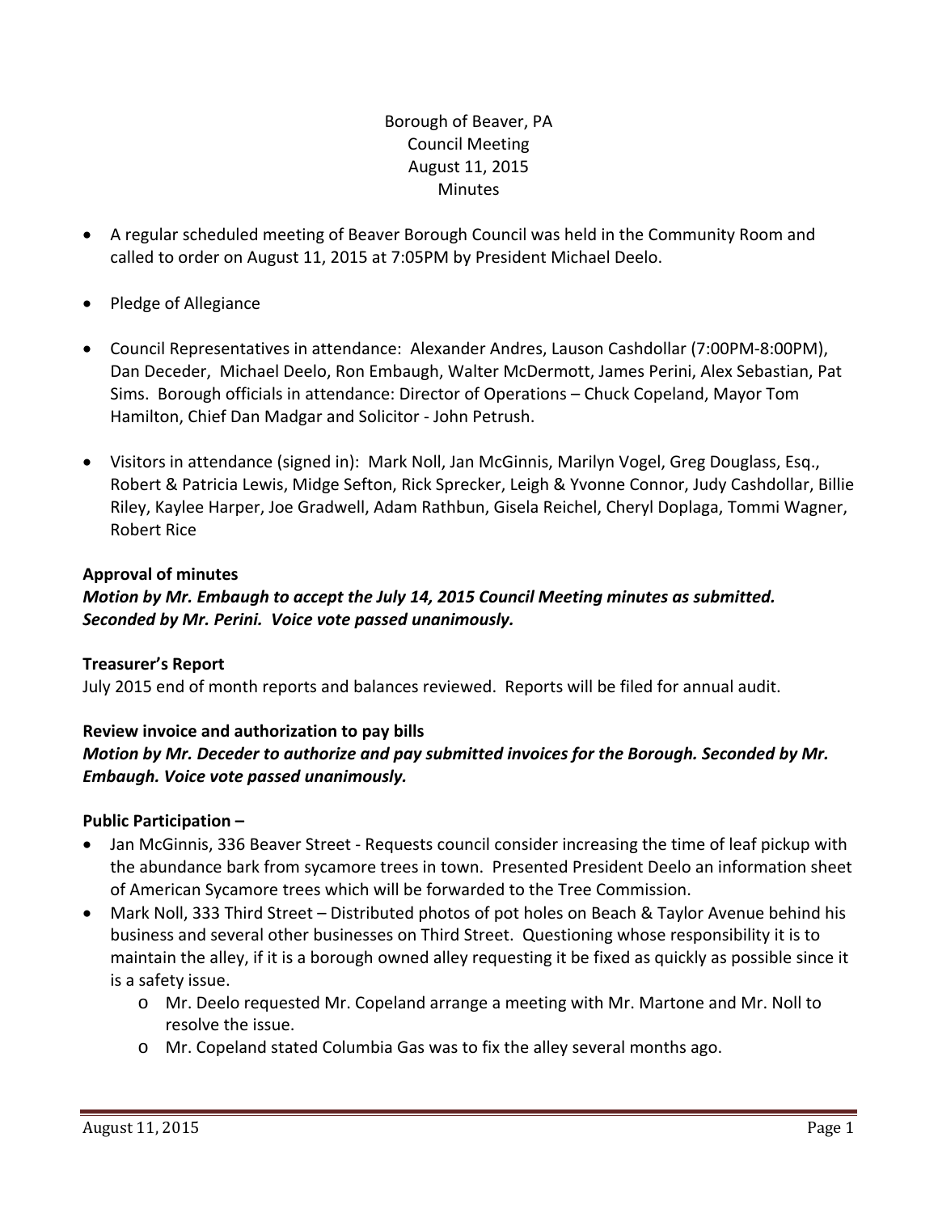Borough of Beaver, PA
Council Meeting
August 11, 2015
Minutes

- A regular scheduled meeting of Beaver Borough Council was held in the Community Room and called to order on August 11, 2015 at 7:05PM by President Michael Deelo.
- Pledge of Allegiance
- Council Representatives in attendance: Alexander Andres, Lauson Cashdollar (7:00PM-8:00PM), Dan Deceder, Michael Deelo, Ron Embaugh, Walter McDermott, James Perini, Alex Sebastian, Pat Sims. Borough officials in attendance: Director of Operations – Chuck Copeland, Mayor Tom Hamilton, Chief Dan Madgar and Solicitor - John Petrush.
- Visitors in attendance (signed in): Mark Noll, Jan McGinnis, Marilyn Vogel, Greg Douglass, Esq., Robert & Patricia Lewis, Midge Sefton, Rick Sprecker, Leigh & Yvonne Connor, Judy Cashdollar, Billie Riley, Kaylee Harper, Joe Gradwell, Adam Rathbun, Gisela Reichel, Cheryl Doplaga, Tommi Wagner, Robert Rice

**Approval of minutes**

***Motion by Mr. Embaugh to accept the July 14, 2015 Council Meeting minutes as submitted. Seconded by Mr. Perini. Voice vote passed unanimously.***

**Treasurer's Report**

July 2015 end of month reports and balances reviewed. Reports will be filed for annual audit.

**Review invoice and authorization to pay bills**

***Motion by Mr. Deceder to authorize and pay submitted invoices for the Borough. Seconded by Mr. Embaugh. Voice vote passed unanimously.***

**Public Participation –**

- Jan McGinnis, 336 Beaver Street - Requests council consider increasing the time of leaf pickup with the abundance bark from sycamore trees in town. Presented President Deelo an information sheet of American Sycamore trees which will be forwarded to the Tree Commission.
- Mark Noll, 333 Third Street – Distributed photos of pot holes on Beach & Taylor Avenue behind his business and several other businesses on Third Street. Questioning whose responsibility it is to maintain the alley, if it is a borough owned alley requesting it be fixed as quickly as possible since it is a safety issue.
    - Mr. Deelo requested Mr. Copeland arrange a meeting with Mr. Martone and Mr. Noll to resolve the issue.
    - Mr. Copeland stated Columbia Gas was to fix the alley several months ago.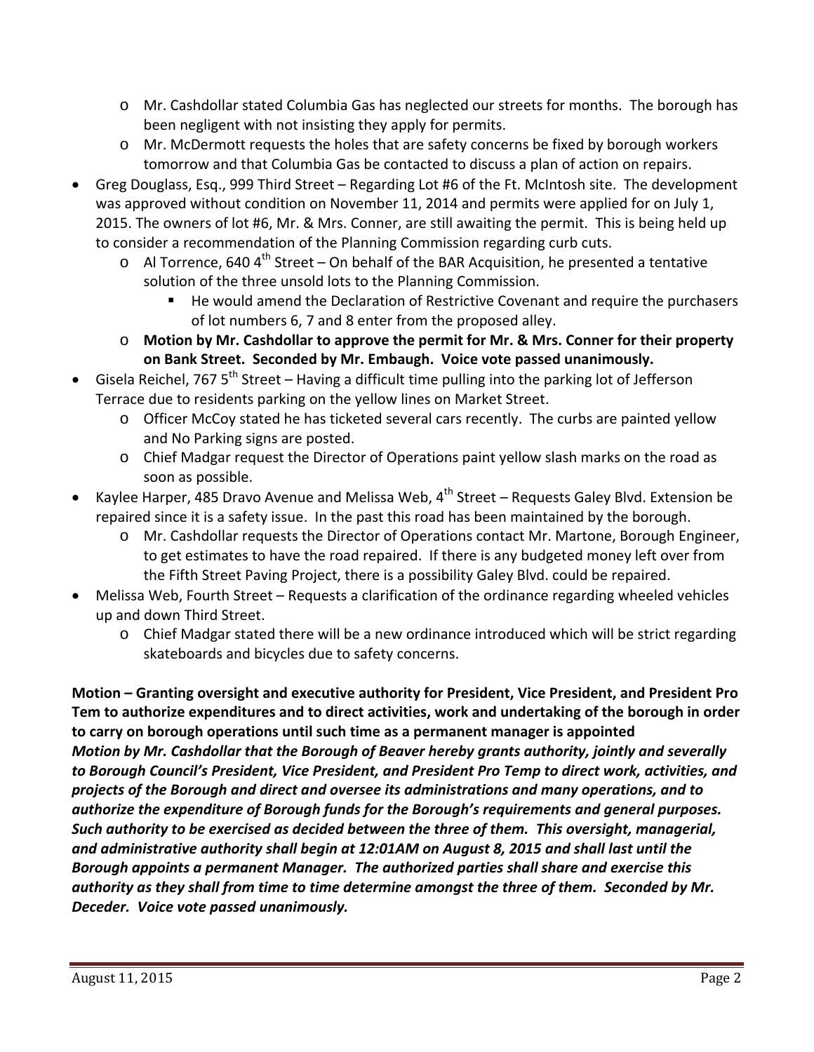- Mr. Cashdollar stated Columbia Gas has neglected our streets for months. The borough has been negligent with not insisting they apply for permits.
  - Mr. McDermott requests the holes that are safety concerns be fixed by borough workers tomorrow and that Columbia Gas be contacted to discuss a plan of action on repairs.
- Greg Douglass, Esq., 999 Third Street – Regarding Lot #6 of the Ft. McIntosh site. The development was approved without condition on November 11, 2014 and permits were applied for on July 1, 2015. The owners of lot #6, Mr. & Mrs. Conner, are still awaiting the permit. This is being held up to consider a recommendation of the Planning Commission regarding curb cuts.
  - Al Torrence, 640 4th Street – On behalf of the BAR Acquisition, he presented a tentative solution of the three unsold lots to the Planning Commission.
    - He would amend the Declaration of Restrictive Covenant and require the purchasers of lot numbers 6, 7 and 8 enter from the proposed alley.
  - **Motion by Mr. Cashdollar to approve the permit for Mr. & Mrs. Conner for their property on Bank Street. Seconded by Mr. Embaugh. Voice vote passed unanimously.**
- Gisela Reichel, 767 5th Street – Having a difficult time pulling into the parking lot of Jefferson Terrace due to residents parking on the yellow lines on Market Street.
  - Officer McCoy stated he has ticketed several cars recently. The curbs are painted yellow and No Parking signs are posted.
  - Chief Madgar request the Director of Operations paint yellow slash marks on the road as soon as possible.
- Kaylee Harper, 485 Dravo Avenue and Melissa Web, 4th Street – Requests Galey Blvd. Extension be repaired since it is a safety issue. In the past this road has been maintained by the borough.
  - Mr. Cashdollar requests the Director of Operations contact Mr. Martone, Borough Engineer, to get estimates to have the road repaired. If there is any budgeted money left over from the Fifth Street Paving Project, there is a possibility Galey Blvd. could be repaired.
- Melissa Web, Fourth Street – Requests a clarification of the ordinance regarding wheeled vehicles up and down Third Street.
  - Chief Madgar stated there will be a new ordinance introduced which will be strict regarding skateboards and bicycles due to safety concerns.

**Motion – Granting oversight and executive authority for President, Vice President, and President Pro Tem to authorize expenditures and to direct activities, work and undertaking of the borough in order to carry on borough operations until such time as a permanent manager is appointed**
***Motion by Mr. Cashdollar that the Borough of Beaver hereby grants authority, jointly and severally to Borough Council's President, Vice President, and President Pro Temp to direct work, activities, and projects of the Borough and direct and oversee its administrations and many operations, and to authorize the expenditure of Borough funds for the Borough's requirements and general purposes. Such authority to be exercised as decided between the three of them. This oversight, managerial, and administrative authority shall begin at 12:01AM on August 8, 2015 and shall last until the Borough appoints a permanent Manager. The authorized parties shall share and exercise this authority as they shall from time to time determine amongst the three of them. Seconded by Mr. Deceder. Voice vote passed unanimously.***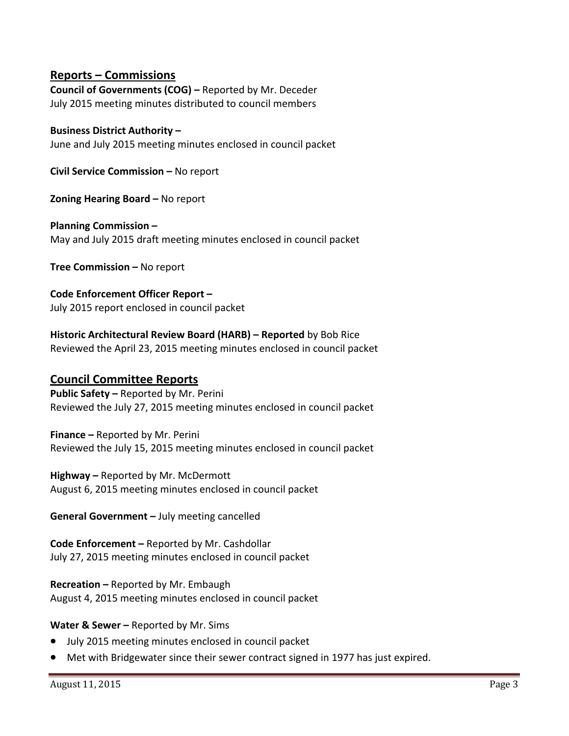## Reports – Commissions

**Council of Governments (COG) –** Reported by Mr. Deceder
July 2015 meeting minutes distributed to council members

**Business District Authority –**
June and July 2015 meeting minutes enclosed in council packet

**Civil Service Commission –** No report

**Zoning Hearing Board –** No report

**Planning Commission –**
May and July 2015 draft meeting minutes enclosed in council packet

**Tree Commission –** No report

**Code Enforcement Officer Report –**
July 2015 report enclosed in council packet

**Historic Architectural Review Board (HARB) – Reported** by Bob Rice
Reviewed the April 23, 2015 meeting minutes enclosed in council packet

## Council Committee Reports

**Public Safety –** Reported by Mr. Perini
Reviewed the July 27, 2015 meeting minutes enclosed in council packet

**Finance –** Reported by Mr. Perini
Reviewed the July 15, 2015 meeting minutes enclosed in council packet

**Highway –** Reported by Mr. McDermott
August 6, 2015 meeting minutes enclosed in council packet

**General Government –** July meeting cancelled

**Code Enforcement –** Reported by Mr. Cashdollar
July 27, 2015 meeting minutes enclosed in council packet

**Recreation –** Reported by Mr. Embaugh
August 4, 2015 meeting minutes enclosed in council packet

**Water & Sewer –** Reported by Mr. Sims

- July 2015 meeting minutes enclosed in council packet
- Met with Bridgewater since their sewer contract signed in 1977 has just expired.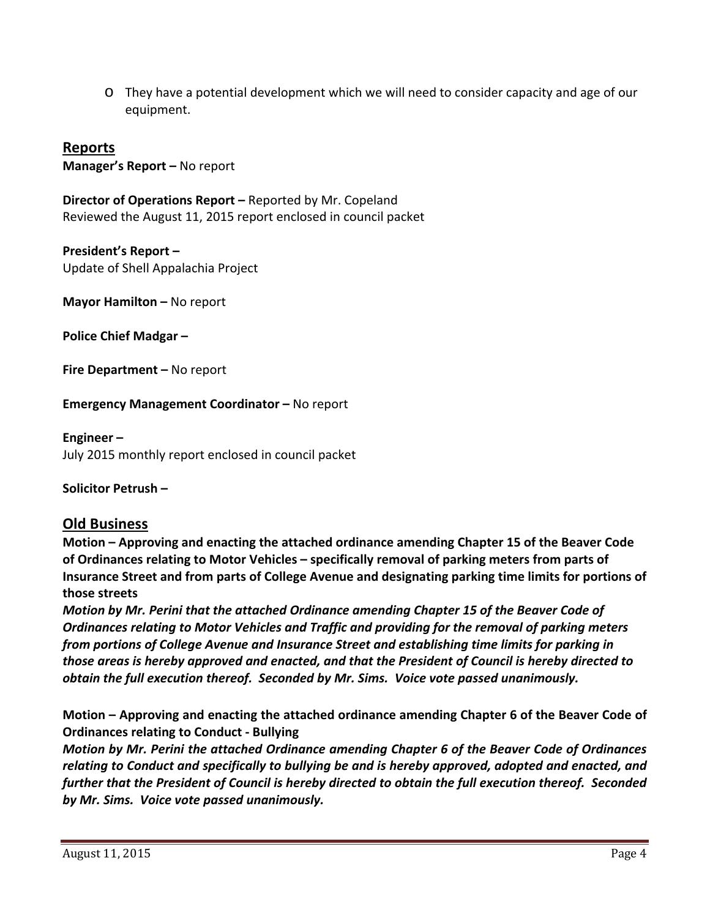- They have a potential development which we will need to consider capacity and age of our equipment.

## Reports

**Manager's Report –** No report

**Director of Operations Report –** Reported by Mr. Copeland
Reviewed the August 11, 2015 report enclosed in council packet

**President's Report –**
Update of Shell Appalachia Project

**Mayor Hamilton –** No report

**Police Chief Madgar –**

**Fire Department –** No report

**Emergency Management Coordinator –** No report

**Engineer –**
July 2015 monthly report enclosed in council packet

**Solicitor Petrush –**

## Old Business

**Motion – Approving and enacting the attached ordinance amending Chapter 15 of the Beaver Code of Ordinances relating to Motor Vehicles – specifically removal of parking meters from parts of Insurance Street and from parts of College Avenue and designating parking time limits for portions of those streets**

***Motion by Mr. Perini that the attached Ordinance amending Chapter 15 of the Beaver Code of Ordinances relating to Motor Vehicles and Traffic and providing for the removal of parking meters from portions of College Avenue and Insurance Street and establishing time limits for parking in those areas is hereby approved and enacted, and that the President of Council is hereby directed to obtain the full execution thereof. Seconded by Mr. Sims. Voice vote passed unanimously.***

**Motion – Approving and enacting the attached ordinance amending Chapter 6 of the Beaver Code of Ordinances relating to Conduct - Bullying**

***Motion by Mr. Perini the attached Ordinance amending Chapter 6 of the Beaver Code of Ordinances relating to Conduct and specifically to bullying be and is hereby approved, adopted and enacted, and further that the President of Council is hereby directed to obtain the full execution thereof. Seconded by Mr. Sims. Voice vote passed unanimously.***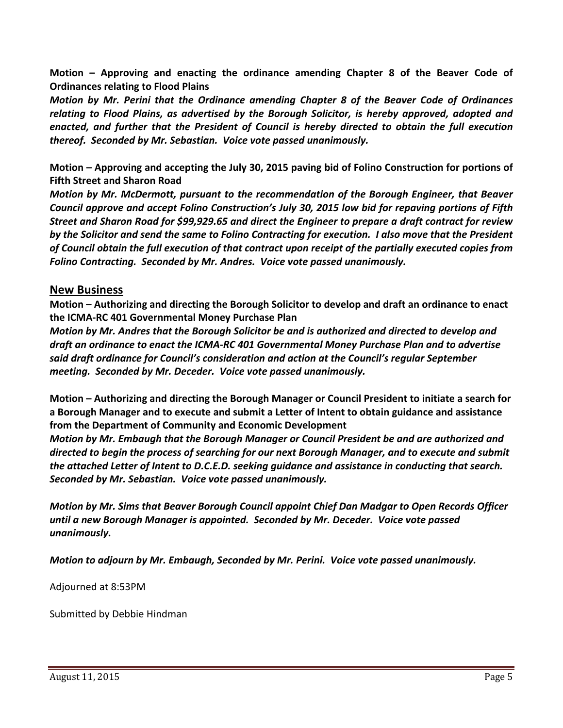**Motion – Approving and enacting the ordinance amending Chapter 8 of the Beaver Code of Ordinances relating to Flood Plains**

***Motion by Mr. Perini that the Ordinance amending Chapter 8 of the Beaver Code of Ordinances relating to Flood Plains, as advertised by the Borough Solicitor, is hereby approved, adopted and enacted, and further that the President of Council is hereby directed to obtain the full execution thereof. Seconded by Mr. Sebastian. Voice vote passed unanimously.***

**Motion – Approving and accepting the July 30, 2015 paving bid of Folino Construction for portions of Fifth Street and Sharon Road**

***Motion by Mr. McDermott, pursuant to the recommendation of the Borough Engineer, that Beaver Council approve and accept Folino Construction's July 30, 2015 low bid for repaving portions of Fifth Street and Sharon Road for $99,929.65 and direct the Engineer to prepare a draft contract for review by the Solicitor and send the same to Folino Contracting for execution. I also move that the President of Council obtain the full execution of that contract upon receipt of the partially executed copies from Folino Contracting. Seconded by Mr. Andres. Voice vote passed unanimously.***

## New Business

**Motion – Authorizing and directing the Borough Solicitor to develop and draft an ordinance to enact the ICMA-RC 401 Governmental Money Purchase Plan**

***Motion by Mr. Andres that the Borough Solicitor be and is authorized and directed to develop and draft an ordinance to enact the ICMA-RC 401 Governmental Money Purchase Plan and to advertise said draft ordinance for Council's consideration and action at the Council's regular September meeting. Seconded by Mr. Deceder. Voice vote passed unanimously.***

**Motion – Authorizing and directing the Borough Manager or Council President to initiate a search for a Borough Manager and to execute and submit a Letter of Intent to obtain guidance and assistance from the Department of Community and Economic Development**

***Motion by Mr. Embaugh that the Borough Manager or Council President be and are authorized and directed to begin the process of searching for our next Borough Manager, and to execute and submit the attached Letter of Intent to D.C.E.D. seeking guidance and assistance in conducting that search. Seconded by Mr. Sebastian. Voice vote passed unanimously.***

***Motion by Mr. Sims that Beaver Borough Council appoint Chief Dan Madgar to Open Records Officer until a new Borough Manager is appointed. Seconded by Mr. Deceder. Voice vote passed unanimously.***

***Motion to adjourn by Mr. Embaugh, Seconded by Mr. Perini. Voice vote passed unanimously.***

Adjourned at 8:53PM

Submitted by Debbie Hindman